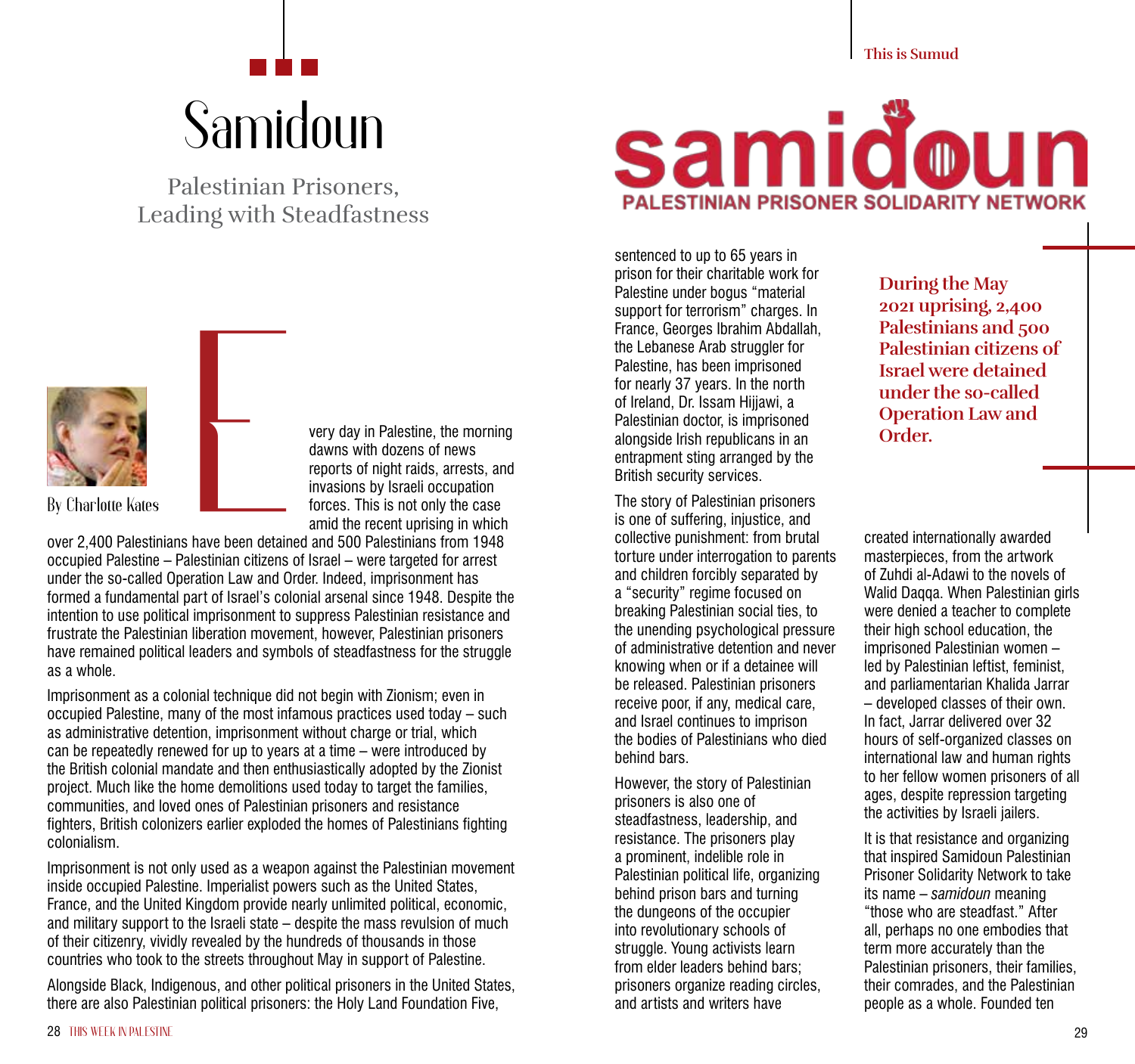# Samidoun

## Palestinian Prisoners, Leading with Steadfastness

By Charlotte Kates

Every day in Palestine, the morning dawns with dozens of news reports of night raids, arrests, and invasions by Israeli occupation forces. This is not only the case amid the recent uprising in which over 2,400 Palestinians have been detained and 500 Palestinians from 1948 occupied Palestine – Palestinian citizens of Israel – were targeted for arrest under the so-called Operation Law and Order. Indeed, imprisonment has formed a fundamental part of Israel's colonial arsenal since 1948. Despite the intention to use political imprisonment to suppress Palestinian resistance and frustrate the Palestinian liberation movement, however, Palestinian prisoners have remained political leaders and symbols of steadfastness for the struggle as a whole.

Imprisonment as a colonial technique did not begin with Zionism; even in occupied Palestine, many of the most infamous practices used today – such as administrative detention, imprisonment without charge or trial, which can be repeatedly renewed for up to years at a time – were introduced by the British colonial mandate and then enthusiastically adopted by the Zionist project. Much like the home demolitions used today to target the families, communities, and loved ones of Palestinian prisoners and resistance fighters, British colonizers earlier exploded the homes of Palestinians fighting colonialism.

Imprisonment is not only used as a weapon against the Palestinian movement inside occupied Palestine. Imperialist powers such as the United States, France, and the United Kingdom provide nearly unlimited political, economic, and military support to the Israeli state – despite the mass revulsion of much of their citizenry, vividly revealed by the hundreds of thousands in those countries who took to the streets throughout May in support of Palestine.

Alongside Black, Indigenous, and other political prisoners in the United States, there are also Palestinian political prisoners: the Holy Land Foundation Five, sentenced to up to 65 years in prison for their charitable work for Palestine under bogus "material support for terrorism" charges. In France, Georges Ibrahim Abdallah, the Lebanese Arab struggler for Palestine, has been imprisoned for nearly 37 years. In the north of Ireland, Dr. Issam Hijjawi, a Palestinian doctor, is imprisoned alongside Irish republicans in an entrapment sting arranged by the British security services.

The story of Palestinian prisoners is one of suffering, injustice, and collective punishment: from brutal torture under interrogation to parents and children forcibly separated by a "security" regime focused on breaking Palestinian social ties, to the unending psychological pressure of administrative detention and never knowing when or if a detainee will be released. Palestinian prisoners receive poor, if any, medical care, and Israel continues to imprison the bodies of Palestinians who died behind bars.

However, the story of Palestinian prisoners is also one of steadfastness, leadership, and resistance. The prisoners play a prominent, indelible role in Palestinian political life, organizing behind prison bars and turning the dungeons of the occupier into revolutionary schools of struggle. Young activists learn from elder leaders behind bars; prisoners organize reading circles, and artists and writers have created internationally awarded masterpieces, from the artwork of Zuhdi al-Adawi to the novels of Walid Daqqa. When Palestinian girls were denied a teacher to complete their high school education, the imprisoned Palestinian women – led by Palestinian leftist, feminist, and parliamentarian Khalida Jarrar – developed classes of their own. In fact, Jarrar delivered over 32 hours of self-organized classes on international law and human rights to her fellow women prisoners of all ages, despite repression targeting the activities by Israeli jailers.

**During the May 2021 uprising, 2,400 Palestinians and 500 Palestinian citizens of Israel were detained under the so-called Operation Law and Order.**

It is that resistance and organizing that inspired Samidoun Palestinian Prisoner Solidarity Network to take its name – *samidoun* meaning "those who are steadfast." After all, perhaps no one embodies that term more accurately than the Palestinian prisoners, their families, their comrades, and the Palestinian people as a whole. Founded ten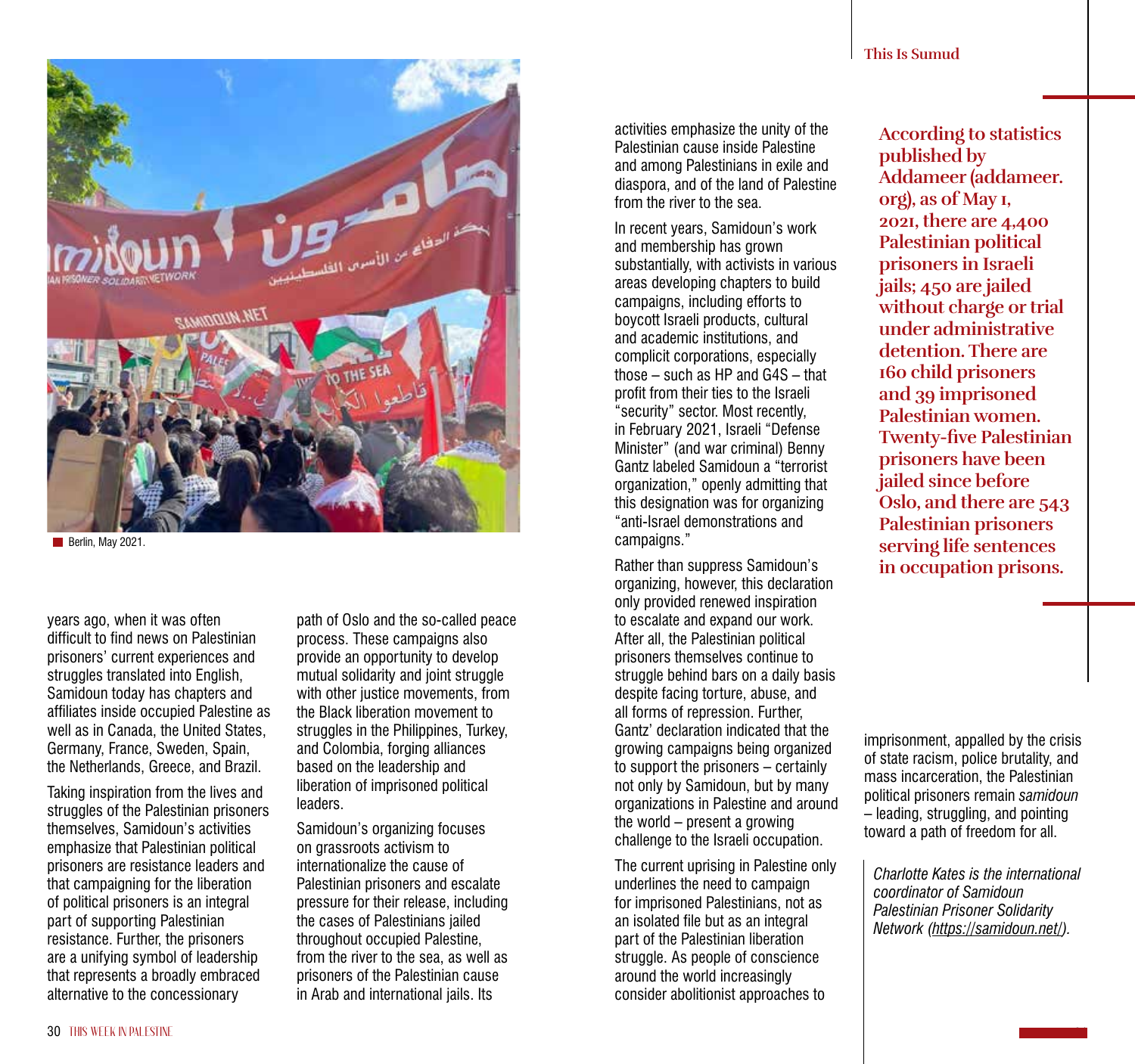Berlin, May 2021.

years ago, when it was often difficult to find news on Palestinian prisoners' current experiences and struggles translated into English, Samidoun today has chapters and affiliates inside occupied Palestine as well as in Canada, the United States, Germany, France, Sweden, Spain, the Netherlands, Greece, and Brazil.

Taking inspiration from the lives and struggles of the Palestinian prisoners themselves, Samidoun's activities emphasize that Palestinian political prisoners are resistance leaders and that campaigning for the liberation of political prisoners is an integral part of supporting Palestinian resistance. Further, the prisoners are a unifying symbol of leadership that represents a broadly embraced alternative to the concessionary path of Oslo and the so-called peace process. These campaigns also provide an opportunity to develop mutual solidarity and joint struggle with other justice movements, from the Black liberation movement to struggles in the Philippines, Turkey, and Colombia, forging alliances based on the leadership and liberation of imprisoned political leaders.

Samidoun's organizing focuses on grassroots activism to internationalize the cause of Palestinian prisoners and escalate pressure for their release, including the cases of Palestinians jailed throughout occupied Palestine, from the river to the sea, as well as prisoners of the Palestinian cause in Arab and international jails. Its activities emphasize the unity of the Palestinian cause inside Palestine and among Palestinians in exile and diaspora, and of the land of Palestine from the river to the sea.

In recent years, Samidoun's work and membership has grown substantially, with activists in various areas developing chapters to build campaigns, including efforts to boycott Israeli products, cultural and academic institutions, and complicit corporations, especially those – such as HP and G4S – that profit from their ties to the Israeli "security" sector. Most recently, in February 2021, Israeli "Defense Minister" (and war criminal) Benny Gantz labeled Samidoun a "terrorist organization," openly admitting that this designation was for organizing "anti-Israel demonstrations and campaigns."

Rather than suppress Samidoun's organizing, however, this declaration only provided renewed inspiration to escalate and expand our work. After all, the Palestinian political prisoners themselves continue to struggle behind bars on a daily basis despite facing torture, abuse, and all forms of repression. Further, Gantz' declaration indicated that the growing campaigns being organized to support the prisoners – certainly not only by Samidoun, but by many organizations in Palestine and around the world – present a growing challenge to the Israeli occupation.

The current uprising in Palestine only underlines the need to campaign for imprisoned Palestinians, not as an isolated file but as an integral part of the Palestinian liberation struggle. As people of conscience around the world increasingly consider abolitionist approaches to imprisonment, appalled by the crisis of state racism, police brutality, and mass incarceration, the Palestinian political prisoners remain *samidoun* – leading, struggling, and pointing toward a path of freedom for all.

**According to statistics published by Addameer (addameer.org), as of May 1, 2021, there are 4,400 Palestinian political prisoners in Israeli jails; 450 are jailed without charge or trial under administrative detention. There are 160 child prisoners and 39 imprisoned Palestinian women. Twenty-five Palestinian prisoners have been jailed since before Oslo, and there are 543 Palestinian prisoners serving life sentences in occupation prisons.**

*Charlotte Kates is the international coordinator of Samidoun Palestinian Prisoner Solidarity Network (https://samidoun.net/).*